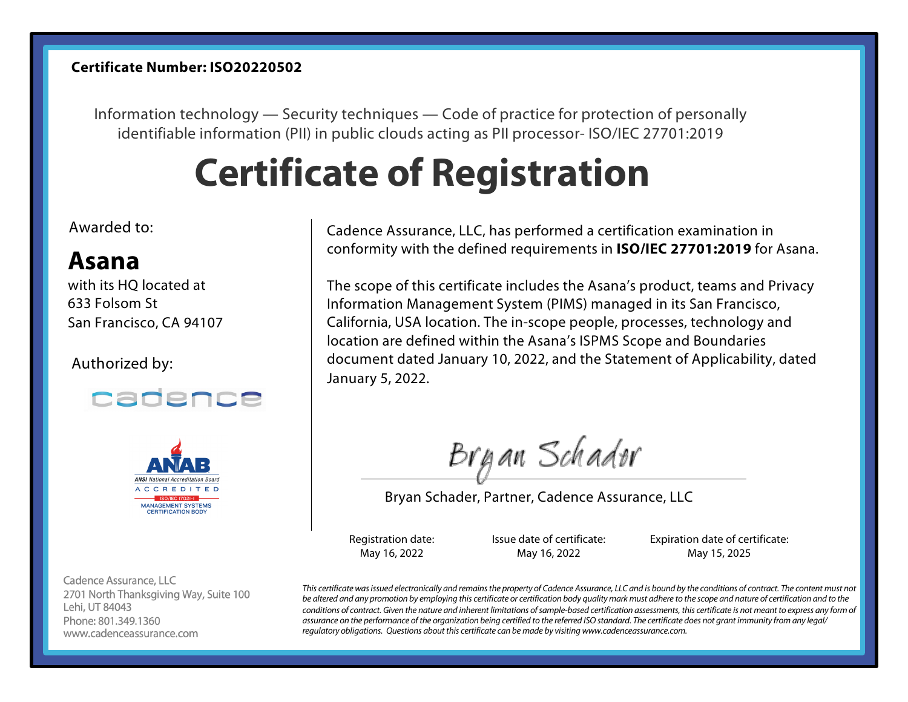**Certificate Number: ISO20220502**

Information technology — Security techniques — Code of practice for protection of personally identifiable information (PII) in public clouds acting as PII processor- ISO/IEC 27701:2019

# Certificate of Registration

Awarded to:

## Asana

with its HQ located at
633 Folsom St
San Francisco, CA 94107

Authorized by:

cadence

ANAB
ANSI National Accreditation Board
ACCREDITED
ISO/IEC 17021-1
MANAGEMENT SYSTEMS CERTIFICATION BODY

Cadence Assurance, LLC, has performed a certification examination in conformity with the defined requirements in **ISO/IEC 27701:2019** for Asana.

The scope of this certificate includes the Asana's product, teams and Privacy Information Management System (PIMS) managed in its San Francisco, California, USA location. The in-scope people, processes, technology and location are defined within the Asana's ISPMS Scope and Boundaries document dated January 10, 2022, and the Statement of Applicability, dated January 5, 2022.

Bryan Schader, Partner, Cadence Assurance, LLC

| Registration date: | Issue date of certificate: | Expiration date of certificate: |
| --- | --- | --- |
| May 16, 2022 | May 16, 2022 | May 15, 2025 |

Cadence Assurance, LLC
2701 North Thanksgiving Way, Suite 100
Lehi, UT 84043
Phone: 801.349.1360
www.cadenceassurance.com

*This certificate was issued electronically and remains the property of Cadence Assurance, LLC and is bound by the conditions of contract. The content must not be altered and any promotion by employing this certificate or certification body quality mark must adhere to the scope and nature of certification and to the conditions of contract. Given the nature and inherent limitations of sample-based certification assessments, this certificate is not meant to express any form of assurance on the performance of the organization being certified to the referred ISO standard. The certificate does not grant immunity from any legal/ regulatory obligations. Questions about this certificate can be made by visiting www.cadenceassurance.com.*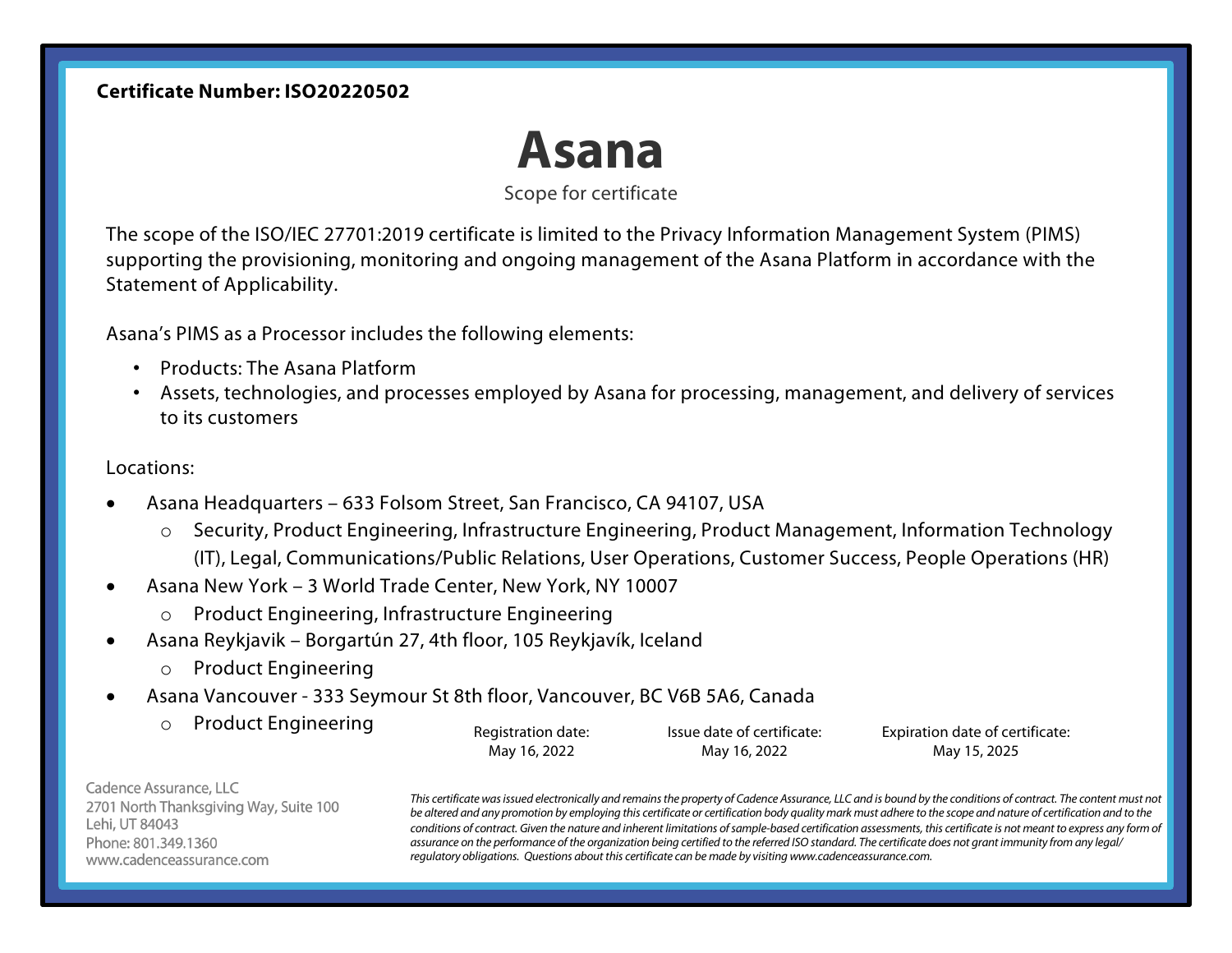**Certificate Number: ISO20220502**

# Asana

Scope for certificate

The scope of the ISO/IEC 27701:2019 certificate is limited to the Privacy Information Management System (PIMS) supporting the provisioning, monitoring and ongoing management of the Asana Platform in accordance with the Statement of Applicability.

Asana's PIMS as a Processor includes the following elements:

- Products: The Asana Platform
- Assets, technologies, and processes employed by Asana for processing, management, and delivery of services to its customers

Locations:

- Asana Headquarters – 633 Folsom Street, San Francisco, CA 94107, USA
  - Security, Product Engineering, Infrastructure Engineering, Product Management, Information Technology (IT), Legal, Communications/Public Relations, User Operations, Customer Success, People Operations (HR)
- Asana New York – 3 World Trade Center, New York, NY 10007
  - Product Engineering, Infrastructure Engineering
- Asana Reykjavik – Borgartún 27, 4th floor, 105 Reykjavík, Iceland
  - Product Engineering
- Asana Vancouver - 333 Seymour St 8th floor, Vancouver, BC V6B 5A6, Canada
  - Product Engineering

| Registration date: | Issue date of certificate: | Expiration date of certificate: |
| --- | --- | --- |
| May 16, 2022 | May 16, 2022 | May 15, 2025 |

Cadence Assurance, LLC
2701 North Thanksgiving Way, Suite 100
Lehi, UT 84043
Phone: 801.349.1360
www.cadenceassurance.com

*This certificate was issued electronically and remains the property of Cadence Assurance, LLC and is bound by the conditions of contract. The content must not be altered and any promotion by employing this certificate or certification body quality mark must adhere to the scope and nature of certification and to the conditions of contract. Given the nature and inherent limitations of sample-based certification assessments, this certificate is not meant to express any form of assurance on the performance of the organization being certified to the referred ISO standard. The certificate does not grant immunity from any legal/ regulatory obligations. Questions about this certificate can be made by visiting www.cadenceassurance.com.*